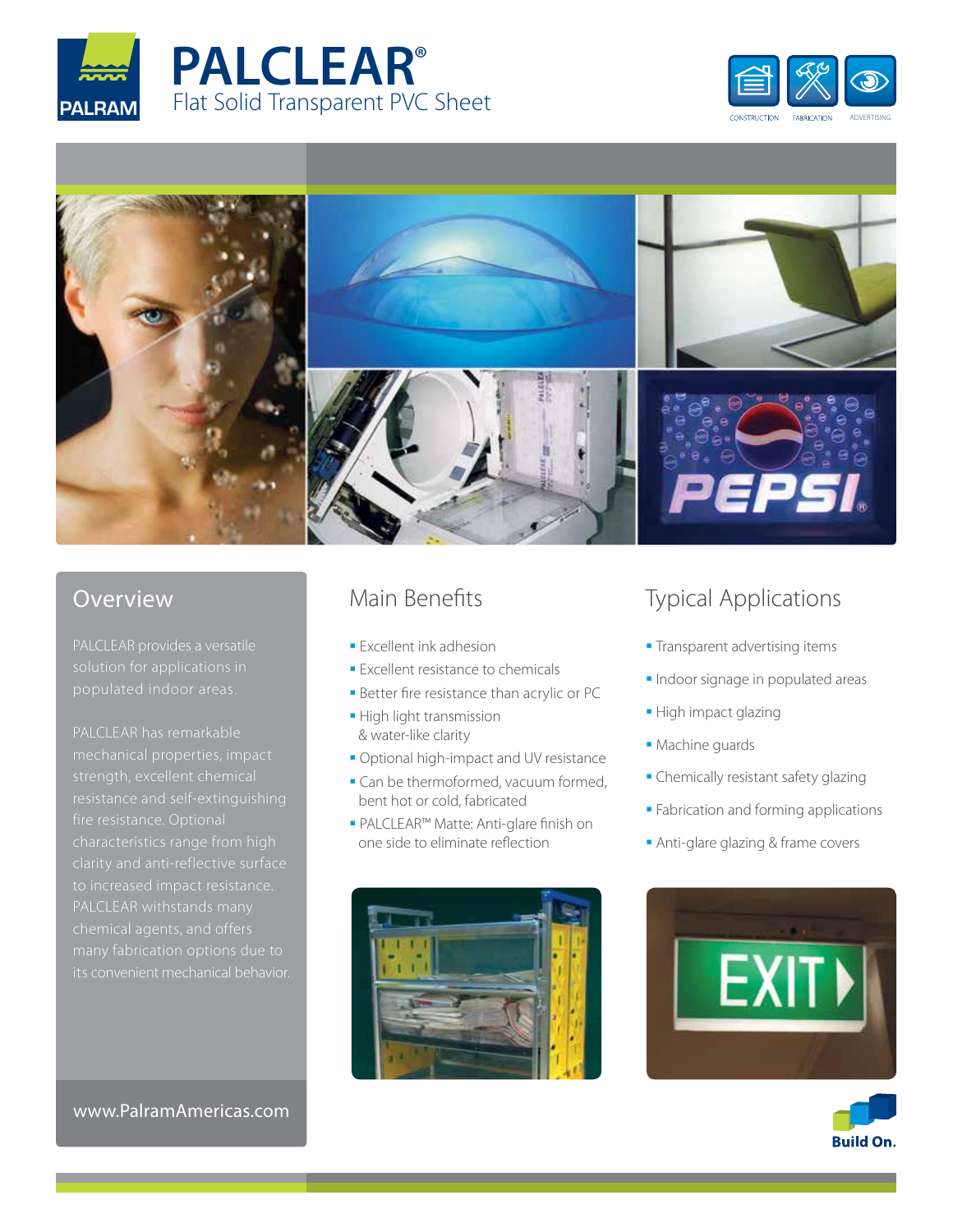PALRAM

# PALCLEAR®

Flat Solid Transparent PVC Sheet

CONSTRUCTION FABRICATION ADVERTISING

## Overview

PALCLEAR provides a versatile solution for applications in populated indoor areas.

PALCLEAR has remarkable mechanical properties, impact strength, excellent chemical resistance and self-extinguishing fire resistance. Optional characteristics range from high clarity and anti-reflective surface to increased impact resistance. PALCLEAR withstands many chemical agents, and offers many fabrication options due to its convenient mechanical behavior.

www.PalramAmericas.com

## Main Benefits

- Excellent ink adhesion
- Excellent resistance to chemicals
- Better fire resistance than acrylic or PC
- High light transmission & water-like clarity
- Optional high-impact and UV resistance
- Can be thermoformed, vacuum formed, bent hot or cold, fabricated
- PALCLEAR™ Matte: Anti-glare finish on one side to eliminate reflection

## Typical Applications

- Transparent advertising items
- Indoor signage in populated areas
- High impact glazing
- Machine guards
- Chemically resistant safety glazing
- Fabrication and forming applications
- Anti-glare glazing & frame covers

Build On.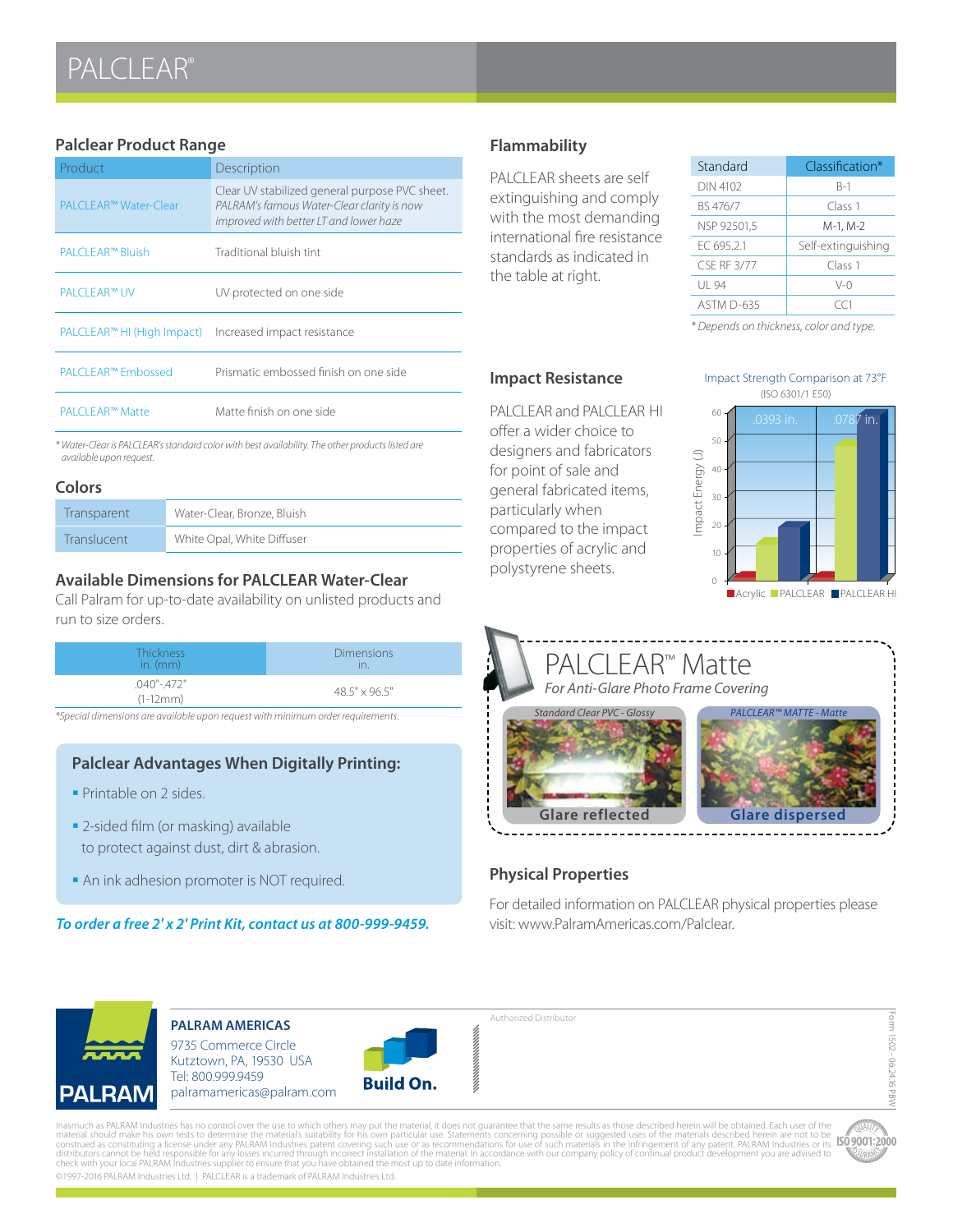# PALCLEAR®

## Palclear Product Range

| Product | Description |
|---|---|
| PALCLEAR™ Water-Clear | Clear UV stabilized general purpose PVC sheet. *PALRAM's famous Water-Clear clarity is now improved with better LT and lower haze* |
| PALCLEAR™ Bluish | Traditional bluish tint |
| PALCLEAR™ UV | UV protected on one side |
| PALCLEAR™ HI (High Impact) | Increased impact resistance |
| PALCLEAR™ Embossed | Prismatic embossed finish on one side |
| PALCLEAR™ Matte | Matte finish on one side |

*\* Water-Clear is PALCLEAR's standard color with best availability. The other products listed are available upon request.*

## Colors

| | |
|---|---|
| Transparent | Water-Clear, Bronze, Bluish |
| Translucent | White Opal, White Diffuser |

## Available Dimensions for PALCLEAR Water-Clear

Call Palram for up-to-date availability on unlisted products and run to size orders.

| Thickness in. (mm) | Dimensions in. |
|---|---|
| .040"-.472" (1-12mm) | 48.5" x 96.5" |

*\*Special dimensions are available upon request with minimum order requirements.*

### Palclear Advantages When Digitally Printing:

- Printable on 2 sides.
- 2-sided film (or masking) available to protect against dust, dirt & abrasion.
- An ink adhesion promoter is NOT required.

***To order a free 2' x 2' Print Kit, contact us at 800-999-9459.***

## Flammability

PALCLEAR sheets are self extinguishing and comply with the most demanding international fire resistance standards as indicated in the table at right.

| Standard | Classification* |
|---|---|
| DIN 4102 | B-1 |
| BS 476/7 | Class 1 |
| NSP 92501,5 | M-1, M-2 |
| EC 695.2.1 | Self-extinguishing |
| CSE RF 3/77 | Class 1 |
| UL 94 | V-0 |
| ASTM D-635 | CC1 |

*\* Depends on thickness, color and type.*

## Impact Resistance

PALCLEAR and PALCLEAR HI offer a wider choice to designers and fabricators for point of sale and general fabricated items, particularly when compared to the impact properties of acrylic and polystyrene sheets.

Impact Strength Comparison at 73°F
(ISO 6301/1 E50)
Impact Energy (J)
0
10
20
30
40
50
60
.0393 in.
.0787 in.
Acrylic
PALCLEAR
PALCLEAR HI

## PALCLEAR™ Matte

*For Anti-Glare Photo Frame Covering*

*Standard Clear PVC - Glossy*
Glare reflected

*PALCLEAR™ MATTE - Matte*
Glare dispersed

## Physical Properties

For detailed information on PALCLEAR physical properties please visit: www.PalramAmericas.com/Palclear.

**PALRAM AMERICAS**
9735 Commerce Circle
Kutztown, PA, 19530 USA
Tel: 800.999.9459
palramamericas@palram.com

Build On.

Authorized Distributor

Form 1502 - 06.24.16 PBW

Inasmuch as PALRAM Industries has no control over the use to which others may put the material, it does not guarantee that the same results as those described herein will be obtained. Each user of the material should make his own tests to determine the material's suitability for his own particular use. Statements concerning possible or suggested uses of the materials described herein are not to be construed as constituting a license under any PALRAM Industries patent covering such use or as recommendations for use of such materials in the infringement of any patent. PALRAM Industries or its distributors cannot be held responsible for any losses incurred through incorrect installation of the material. In accordance with our company policy of continual product development you are advised to check with your local PALRAM Industries supplier to ensure that you have obtained the most up to date information.

©1997-2016 PALRAM Industries Ltd. | PALCLEAR is a trademark of PALRAM Industries Ltd.

ISO 9001:2000